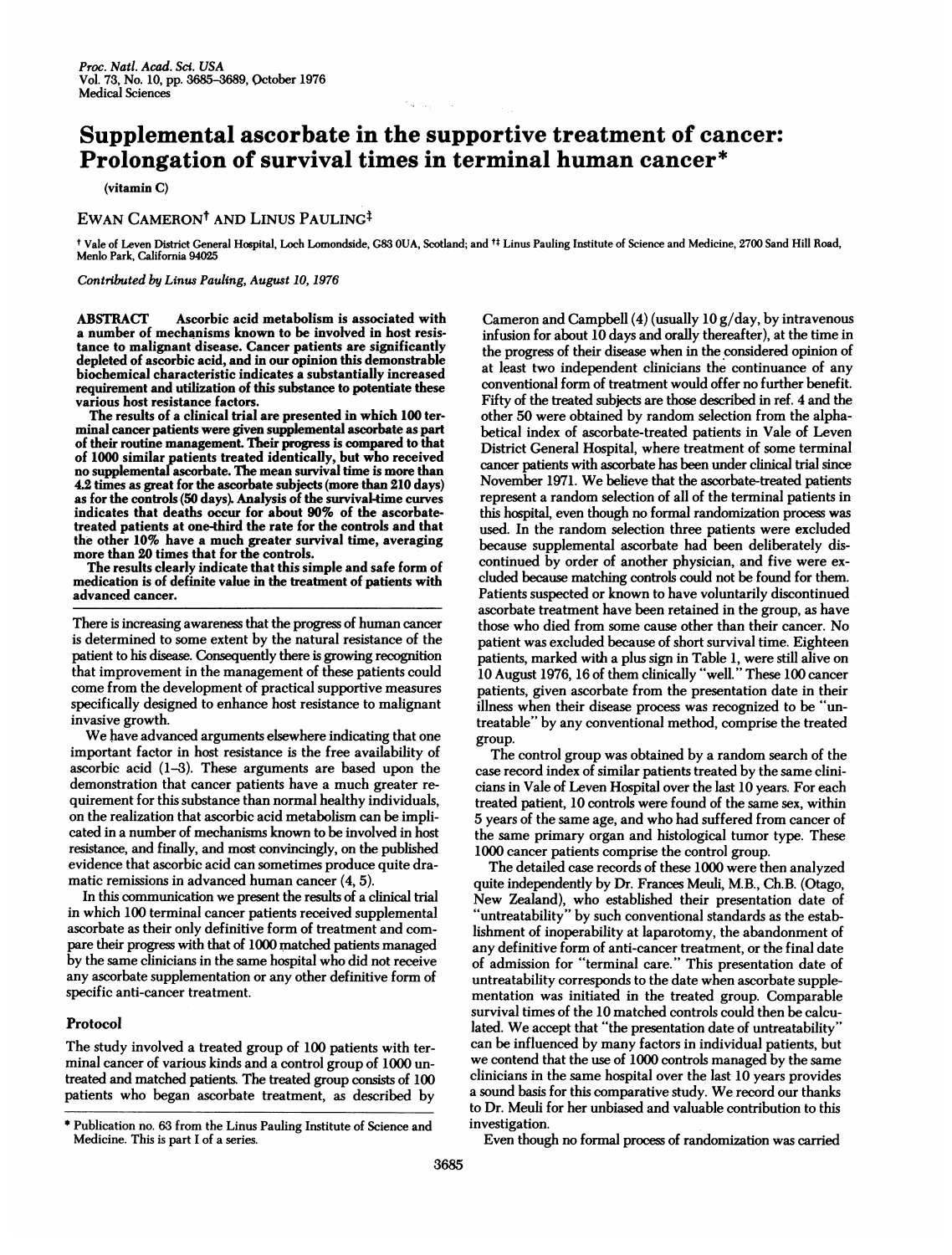# Supplemental ascorbate in the supportive treatment of cancer: Prolongation of survival times in terminal human cancer*

(vitamin C)

EWAN CAMERON[†] AND LINUS PAULING[‡]

[†] Vale of Leven District General Hospital, Loch Lomondside, G83 0UA, Scotland; and [‡‡] Linus Pauling Institute of Science and Medicine, 2700 Sand Hill Road, Menlo Park, California 94025

*Contributed by Linus Pauling, August 10, 1976*

**ABSTRACT** Ascorbic acid metabolism is associated with a number of mechanisms known to be involved in host resistance to malignant disease. Cancer patients are significantly depleted of ascorbic acid, and in our opinion this demonstrable biochemical characteristic indicates a substantially increased requirement and utilization of this substance to potentiate these various host resistance factors.

The results of a clinical trial are presented in which 100 terminal cancer patients were given supplemental ascorbate as part of their routine management. Their progress is compared to that of 1000 similar patients treated identically, but who received no supplemental ascorbate. The mean survival time is more than 4.2 times as great for the ascorbate subjects (more than 210 days) as for the controls (50 days). Analysis of the survival-time curves indicates that deaths occur for about 90% of the ascorbate-treated patients at one-third the rate for the controls and that the other 10% have a much greater survival time, averaging more than 20 times that for the controls.

The results clearly indicate that this simple and safe form of medication is of definite value in the treatment of patients with advanced cancer.

There is increasing awareness that the progress of human cancer is determined to some extent by the natural resistance of the patient to his disease. Consequently there is growing recognition that improvement in the management of these patients could come from the development of practical supportive measures specifically designed to enhance host resistance to malignant invasive growth.

We have advanced arguments elsewhere indicating that one important factor in host resistance is the free availability of ascorbic acid (1–3). These arguments are based upon the demonstration that cancer patients have a much greater requirement for this substance than normal healthy individuals, on the realization that ascorbic acid metabolism can be implicated in a number of mechanisms known to be involved in host resistance, and finally, and most convincingly, on the published evidence that ascorbic acid can sometimes produce quite dramatic remissions in advanced human cancer (4, 5).

In this communication we present the results of a clinical trial in which 100 terminal cancer patients received supplemental ascorbate as their only definitive form of treatment and compare their progress with that of 1000 matched patients managed by the same clinicians in the same hospital who did not receive any ascorbate supplementation or any other definitive form of specific anti-cancer treatment.

## Protocol

The study involved a treated group of 100 patients with terminal cancer of various kinds and a control group of 1000 untreated and matched patients. The treated group consists of 100 patients who began ascorbate treatment, as described by Cameron and Campbell (4) (usually 10 g/day, by intravenous infusion for about 10 days and orally thereafter), at the time in the progress of their disease when in the considered opinion of at least two independent clinicians the continuance of any conventional form of treatment would offer no further benefit. Fifty of the treated subjects are those described in ref. 4 and the other 50 were obtained by random selection from the alphabetical index of ascorbate-treated patients in Vale of Leven District General Hospital, where treatment of some terminal cancer patients with ascorbate has been under clinical trial since November 1971. We believe that the ascorbate-treated patients represent a random selection of all of the terminal patients in this hospital, even though no formal randomization process was used. In the random selection three patients were excluded because supplemental ascorbate had been deliberately discontinued by order of another physician, and five were excluded because matching controls could not be found for them. Patients suspected or known to have voluntarily discontinued ascorbate treatment have been retained in the group, as have those who died from some cause other than their cancer. No patient was excluded because of short survival time. Eighteen patients, marked with a plus sign in Table 1, were still alive on 10 August 1976, 16 of them clinically "well." These 100 cancer patients, given ascorbate from the presentation date in their illness when their disease process was recognized to be "untreatable" by any conventional method, comprise the treated group.

The control group was obtained by a random search of the case record index of similar patients treated by the same clinicians in Vale of Leven Hospital over the last 10 years. For each treated patient, 10 controls were found of the same sex, within 5 years of the same age, and who had suffered from cancer of the same primary organ and histological tumor type. These 1000 cancer patients comprise the control group.

The detailed case records of these 1000 were then analyzed quite independently by Dr. Frances Meuli, M.B., Ch.B. (Otago, New Zealand), who established their presentation date of "untreatability" by such conventional standards as the establishment of inoperability at laparotomy, the abandonment of any definitive form of anti-cancer treatment, or the final date of admission for "terminal care." This presentation date of untreatability corresponds to the date when ascorbate supplementation was initiated in the treated group. Comparable survival times of the 10 matched controls could then be calculated. We accept that "the presentation date of untreatability" can be influenced by many factors in individual patients, but we contend that the use of 1000 controls managed by the same clinicians in the same hospital over the last 10 years provides a sound basis for this comparative study. We record our thanks to Dr. Meuli for her unbiased and valuable contribution to this investigation.

Even though no formal process of randomization was carried

\* Publication no. 63 from the Linus Pauling Institute of Science and Medicine. This is part I of a series.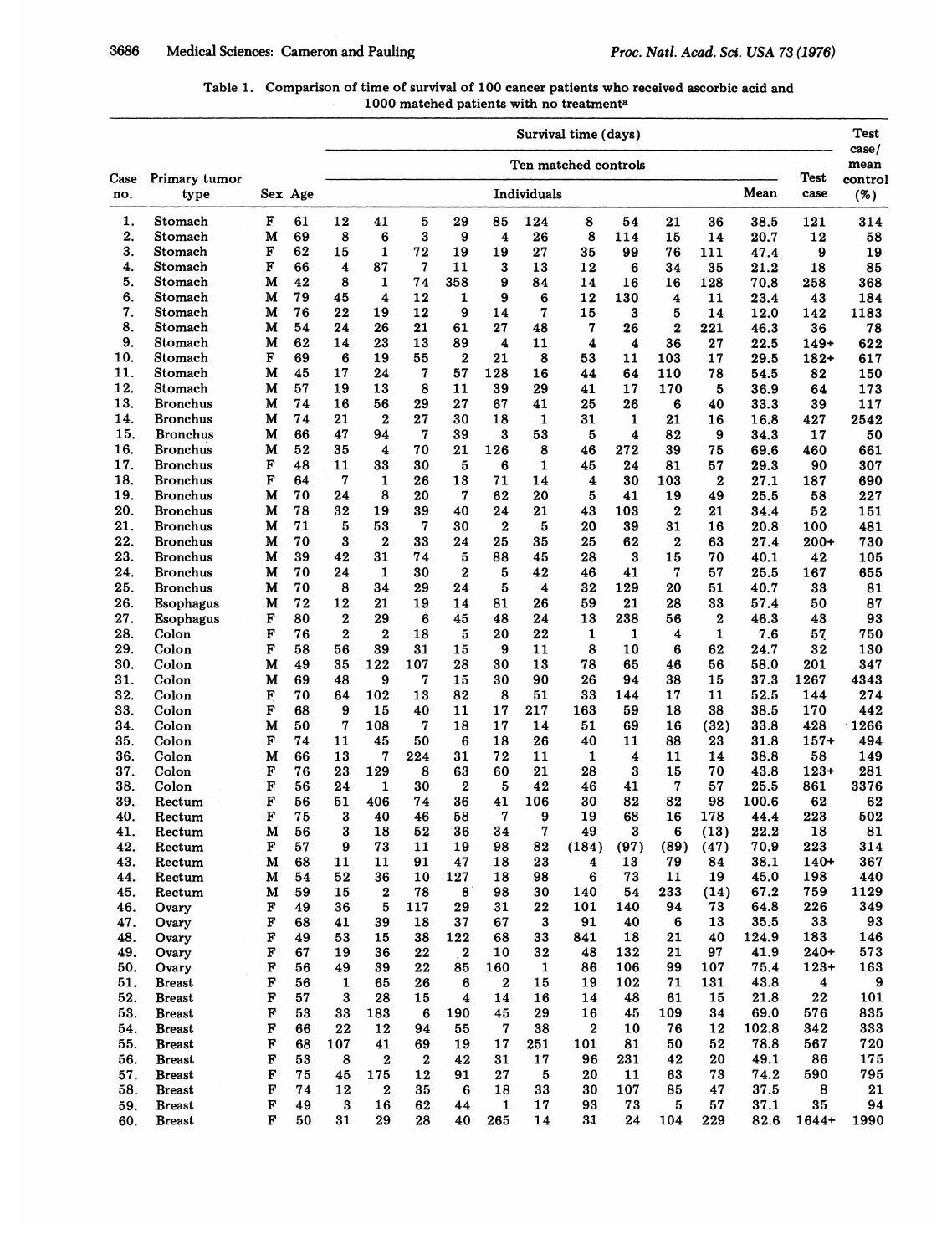Table 1. Comparison of time of survival of 100 cancer patients who received ascorbic acid and 1000 matched patients with no treatment[a]

| Case no. | Primary tumor type | Sex | Age | Survival time (days) | | | | | | | | | | | | Test case/ mean control (%) |
|---|---|---|---|---|---|---|---|---|---|---|---|---|---|---|---|---|
| | | | | Ten matched controls | | | | | | | | | | | Test case | |
| | | | | Individuals | | | | | | | | | | Mean | | |
| 1. | Stomach | F | 61 | 12 | 41 | 5 | 29 | 85 | 124 | 8 | 54 | 21 | 36 | 38.5 | 121 | 314 |
| 2. | Stomach | M | 69 | 8 | 6 | 3 | 9 | 4 | 26 | 8 | 114 | 15 | 14 | 20.7 | 12 | 58 |
| 3. | Stomach | F | 62 | 15 | 1 | 72 | 19 | 19 | 27 | 35 | 99 | 76 | 111 | 47.4 | 9 | 19 |
| 4. | Stomach | F | 66 | 4 | 87 | 7 | 11 | 3 | 13 | 12 | 6 | 34 | 35 | 21.2 | 18 | 85 |
| 5. | Stomach | M | 42 | 8 | 1 | 74 | 358 | 9 | 84 | 14 | 16 | 16 | 128 | 70.8 | 258 | 368 |
| 6. | Stomach | M | 79 | 45 | 4 | 12 | 1 | 9 | 6 | 12 | 130 | 4 | 11 | 23.4 | 43 | 184 |
| 7. | Stomach | M | 76 | 22 | 19 | 12 | 9 | 14 | 7 | 15 | 3 | 5 | 14 | 12.0 | 142 | 1183 |
| 8. | Stomach | M | 54 | 24 | 26 | 21 | 61 | 27 | 48 | 7 | 26 | 2 | 221 | 46.3 | 36 | 78 |
| 9. | Stomach | M | 62 | 14 | 23 | 13 | 89 | 4 | 11 | 4 | 4 | 36 | 27 | 22.5 | 149+ | 622 |
| 10. | Stomach | F | 69 | 6 | 19 | 55 | 2 | 21 | 8 | 53 | 11 | 103 | 17 | 29.5 | 182+ | 617 |
| 11. | Stomach | M | 45 | 17 | 24 | 7 | 57 | 128 | 16 | 44 | 64 | 110 | 78 | 54.5 | 82 | 150 |
| 12. | Stomach | M | 57 | 19 | 13 | 8 | 11 | 39 | 29 | 41 | 17 | 170 | 5 | 36.9 | 64 | 173 |
| 13. | Bronchus | M | 74 | 16 | 56 | 29 | 27 | 67 | 41 | 25 | 26 | 6 | 40 | 33.3 | 39 | 117 |
| 14. | Bronchus | M | 74 | 21 | 2 | 27 | 30 | 18 | 1 | 31 | 1 | 21 | 16 | 16.8 | 427 | 2542 |
| 15. | Bronchus | M | 66 | 47 | 94 | 7 | 39 | 3 | 53 | 5 | 4 | 82 | 9 | 34.3 | 17 | 50 |
| 16. | Bronchus | M | 52 | 35 | 4 | 70 | 21 | 126 | 8 | 46 | 272 | 39 | 75 | 69.6 | 460 | 661 |
| 17. | Bronchus | F | 48 | 11 | 33 | 30 | 5 | 6 | 1 | 45 | 24 | 81 | 57 | 29.3 | 90 | 307 |
| 18. | Bronchus | F | 64 | 7 | 1 | 26 | 13 | 71 | 14 | 4 | 30 | 103 | 2 | 27.1 | 187 | 690 |
| 19. | Bronchus | M | 70 | 24 | 8 | 20 | 7 | 62 | 20 | 5 | 41 | 19 | 49 | 25.5 | 58 | 227 |
| 20. | Bronchus | M | 78 | 32 | 19 | 39 | 40 | 24 | 21 | 43 | 103 | 2 | 21 | 34.4 | 52 | 151 |
| 21. | Bronchus | M | 71 | 5 | 53 | 7 | 30 | 2 | 5 | 20 | 39 | 31 | 16 | 20.8 | 100 | 481 |
| 22. | Bronchus | M | 70 | 3 | 2 | 33 | 24 | 25 | 35 | 25 | 62 | 2 | 63 | 27.4 | 200+ | 730 |
| 23. | Bronchus | M | 39 | 42 | 31 | 74 | 5 | 88 | 45 | 28 | 3 | 15 | 70 | 40.1 | 42 | 105 |
| 24. | Bronchus | M | 70 | 24 | 1 | 30 | 2 | 5 | 42 | 46 | 41 | 7 | 57 | 25.5 | 167 | 655 |
| 25. | Bronchus | M | 70 | 8 | 34 | 29 | 24 | 5 | 4 | 32 | 129 | 20 | 51 | 40.7 | 33 | 81 |
| 26. | Esophagus | M | 72 | 12 | 21 | 19 | 14 | 81 | 26 | 59 | 21 | 28 | 33 | 57.4 | 50 | 87 |
| 27. | Esophagus | F | 80 | 2 | 29 | 6 | 45 | 48 | 24 | 13 | 238 | 56 | 2 | 46.3 | 43 | 93 |
| 28. | Colon | F | 76 | 2 | 2 | 18 | 5 | 20 | 22 | 1 | 1 | 4 | 1 | 7.6 | 57 | 750 |
| 29. | Colon | F | 58 | 56 | 39 | 31 | 15 | 9 | 11 | 8 | 10 | 6 | 62 | 24.7 | 32 | 130 |
| 30. | Colon | M | 49 | 35 | 122 | 107 | 28 | 30 | 13 | 78 | 65 | 46 | 56 | 58.0 | 201 | 347 |
| 31. | Colon | M | 69 | 48 | 9 | 7 | 15 | 30 | 90 | 26 | 94 | 38 | 15 | 37.3 | 1267 | 4343 |
| 32. | Colon | F | 70 | 64 | 102 | 13 | 82 | 8 | 51 | 33 | 144 | 17 | 11 | 52.5 | 144 | 274 |
| 33. | Colon | F | 68 | 9 | 15 | 40 | 11 | 17 | 217 | 163 | 59 | 18 | 38 | 38.5 | 170 | 442 |
| 34. | Colon | M | 50 | 7 | 108 | 7 | 18 | 17 | 14 | 51 | 69 | 16 | (32) | 33.8 | 428 | 1266 |
| 35. | Colon | F | 74 | 11 | 45 | 50 | 6 | 18 | 26 | 40 | 11 | 88 | 23 | 31.8 | 157+ | 494 |
| 36. | Colon | M | 66 | 13 | 7 | 224 | 31 | 72 | 11 | 1 | 4 | 11 | 14 | 38.8 | 58 | 149 |
| 37. | Colon | F | 76 | 23 | 129 | 8 | 63 | 60 | 21 | 28 | 3 | 15 | 70 | 43.8 | 123+ | 281 |
| 38. | Colon | F | 56 | 24 | 1 | 30 | 2 | 5 | 42 | 46 | 41 | 7 | 57 | 25.5 | 861 | 3376 |
| 39. | Rectum | F | 56 | 51 | 406 | 74 | 36 | 41 | 106 | 30 | 82 | 82 | 98 | 100.6 | 62 | 62 |
| 40. | Rectum | F | 75 | 3 | 40 | 46 | 58 | 7 | 9 | 19 | 68 | 16 | 178 | 44.4 | 223 | 502 |
| 41. | Rectum | M | 56 | 3 | 18 | 52 | 36 | 34 | 7 | 49 | 3 | 6 | (13) | 22.2 | 18 | 81 |
| 42. | Rectum | F | 57 | 9 | 73 | 11 | 19 | 98 | 82 | (184) | (97) | (89) | (47) | 70.9 | 223 | 314 |
| 43. | Rectum | M | 68 | 11 | 11 | 91 | 47 | 18 | 23 | 4 | 13 | 79 | 84 | 38.1 | 140+ | 367 |
| 44. | Rectum | M | 54 | 52 | 36 | 10 | 127 | 18 | 98 | 6 | 73 | 11 | 19 | 45.0 | 198 | 440 |
| 45. | Rectum | M | 59 | 15 | 2 | 78 | 8 | 98 | 30 | 140 | 54 | 233 | (14) | 67.2 | 759 | 1129 |
| 46. | Ovary | F | 49 | 36 | 5 | 117 | 29 | 31 | 22 | 101 | 140 | 94 | 73 | 64.8 | 226 | 349 |
| 47. | Ovary | F | 68 | 41 | 39 | 18 | 37 | 67 | 3 | 91 | 40 | 6 | 13 | 35.5 | 33 | 93 |
| 48. | Ovary | F | 49 | 53 | 15 | 38 | 122 | 68 | 33 | 841 | 18 | 21 | 40 | 124.9 | 183 | 146 |
| 49. | Ovary | F | 67 | 19 | 36 | 22 | 2 | 10 | 32 | 48 | 132 | 21 | 97 | 41.9 | 240+ | 573 |
| 50. | Ovary | F | 56 | 49 | 39 | 22 | 85 | 160 | 1 | 86 | 106 | 99 | 107 | 75.4 | 123+ | 163 |
| 51. | Breast | F | 56 | 1 | 65 | 26 | 6 | 2 | 15 | 19 | 102 | 71 | 131 | 43.8 | 4 | 9 |
| 52. | Breast | F | 57 | 3 | 28 | 15 | 4 | 14 | 16 | 14 | 48 | 61 | 15 | 21.8 | 22 | 101 |
| 53. | Breast | F | 53 | 33 | 183 | 6 | 190 | 45 | 29 | 16 | 45 | 109 | 34 | 69.0 | 576 | 835 |
| 54. | Breast | F | 66 | 22 | 12 | 94 | 55 | 7 | 38 | 2 | 10 | 76 | 12 | 102.8 | 342 | 333 |
| 55. | Breast | F | 68 | 107 | 41 | 69 | 19 | 17 | 251 | 101 | 81 | 50 | 52 | 78.8 | 567 | 720 |
| 56. | Breast | F | 53 | 8 | 2 | 2 | 42 | 31 | 17 | 96 | 231 | 42 | 20 | 49.1 | 86 | 175 |
| 57. | Breast | F | 75 | 45 | 175 | 12 | 91 | 27 | 5 | 20 | 11 | 63 | 73 | 74.2 | 590 | 795 |
| 58. | Breast | F | 74 | 12 | 2 | 35 | 6 | 18 | 33 | 30 | 107 | 85 | 47 | 37.5 | 8 | 21 |
| 59. | Breast | F | 49 | 3 | 16 | 62 | 44 | 1 | 17 | 93 | 73 | 5 | 57 | 37.1 | 35 | 94 |
| 60. | Breast | F | 50 | 31 | 29 | 28 | 40 | 265 | 14 | 31 | 24 | 104 | 229 | 82.6 | 1644+ | 1990 |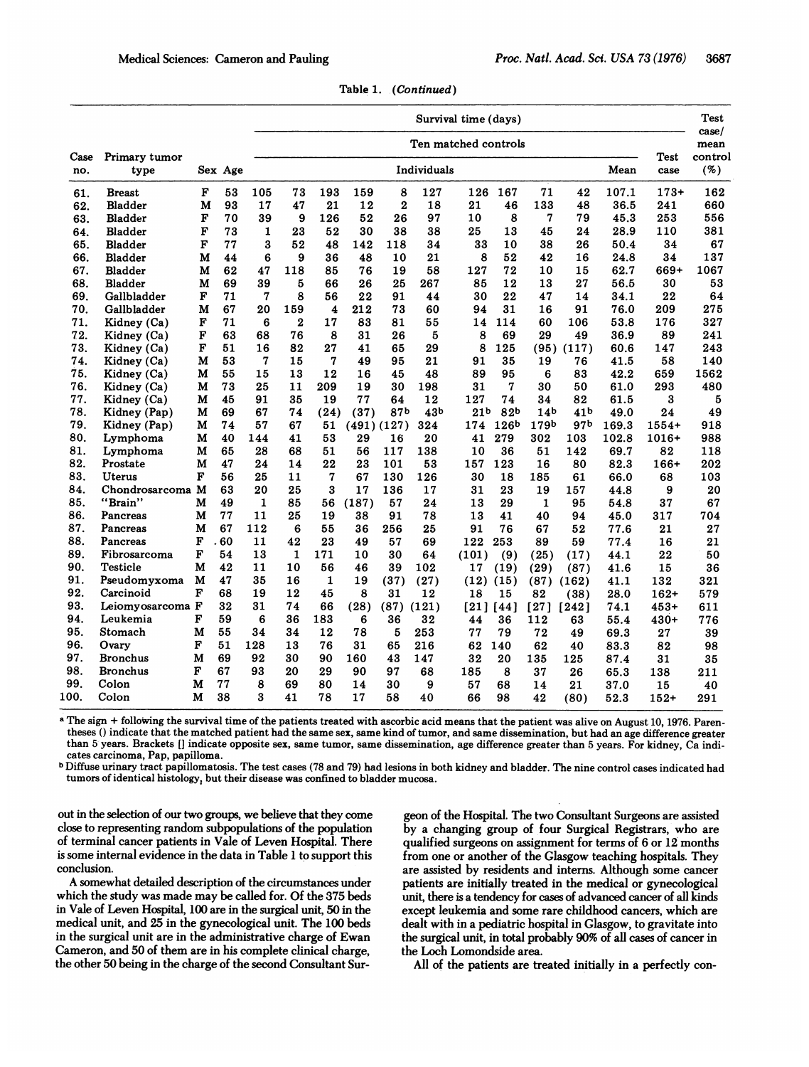Table 1. (Continued)

| Case no. | Primary tumor type | Sex | Age | Survival time (days) | | | | | | | | | | | | Test case/ mean control (%) |
|---|---|---|---|---|---|---|---|---|---|---|---|---|---|---|---|---|
| | | | | Ten matched controls | | | | | | | | | | | | |
| | | | | Individuals | | | | | | | | | | Mean | Test case | |
| 61. | Breast | F | 53 | 105 | 73 | 193 | 159 | 8 | 127 | 126 | 167 | 71 | 42 | 107.1 | 173+ | 162 |
| 62. | Bladder | M | 93 | 17 | 47 | 21 | 12 | 2 | 18 | 21 | 46 | 133 | 48 | 36.5 | 241 | 660 |
| 63. | Bladder | F | 70 | 39 | 9 | 126 | 52 | 26 | 97 | 10 | 8 | 7 | 79 | 45.3 | 253 | 556 |
| 64. | Bladder | F | 73 | 1 | 23 | 52 | 30 | 38 | 38 | 25 | 13 | 45 | 24 | 28.9 | 110 | 381 |
| 65. | Bladder | F | 77 | 3 | 52 | 48 | 142 | 118 | 34 | 33 | 10 | 38 | 26 | 50.4 | 34 | 67 |
| 66. | Bladder | M | 44 | 6 | 9 | 36 | 48 | 10 | 21 | 8 | 52 | 42 | 16 | 24.8 | 34 | 137 |
| 67. | Bladder | M | 62 | 47 | 118 | 85 | 76 | 19 | 58 | 127 | 72 | 10 | 15 | 62.7 | 669+ | 1067 |
| 68. | Bladder | M | 69 | 39 | 5 | 66 | 26 | 25 | 267 | 85 | 12 | 13 | 27 | 56.5 | 30 | 53 |
| 69. | Gallbladder | F | 71 | 7 | 8 | 56 | 22 | 91 | 44 | 30 | 22 | 47 | 14 | 34.1 | 22 | 64 |
| 70. | Gallbladder | M | 67 | 20 | 159 | 4 | 212 | 73 | 60 | 94 | 31 | 16 | 91 | 76.0 | 209 | 275 |
| 71. | Kidney (Ca) | F | 71 | 6 | 2 | 17 | 83 | 81 | 55 | 14 | 114 | 60 | 106 | 53.8 | 176 | 327 |
| 72. | Kidney (Ca) | F | 63 | 68 | 76 | 8 | 31 | 26 | 5 | 8 | 69 | 29 | 49 | 36.9 | 89 | 241 |
| 73. | Kidney (Ca) | F | 51 | 16 | 82 | 27 | 41 | 65 | 29 | 8 | 125 | (95) | (117) | 60.6 | 147 | 243 |
| 74. | Kidney (Ca) | M | 53 | 7 | 15 | 7 | 49 | 95 | 21 | 91 | 35 | 19 | 76 | 41.5 | 58 | 140 |
| 75. | Kidney (Ca) | M | 55 | 15 | 13 | 12 | 16 | 45 | 48 | 89 | 95 | 6 | 83 | 42.2 | 659 | 1562 |
| 76. | Kidney (Ca) | M | 73 | 25 | 11 | 209 | 19 | 30 | 198 | 31 | 7 | 30 | 50 | 61.0 | 293 | 480 |
| 77. | Kidney (Ca) | M | 45 | 91 | 35 | 19 | 77 | 64 | 12 | 127 | 74 | 34 | 82 | 61.5 | 3 | 5 |
| 78. | Kidney (Pap) | M | 69 | 67 | 74 | (24) | (37) | 87[b] | 43[b] | 21[b] | 82[b] | 14[b] | 41[b] | 49.0 | 24 | 49 |
| 79. | Kidney (Pap) | M | 74 | 57 | 67 | 51 | (491) | (127) | 324 | 174 | 126[b] | 179[b] | 97[b] | 169.3 | 1554+ | 918 |
| 80. | Lymphoma | M | 40 | 144 | 41 | 53 | 29 | 16 | 20 | 41 | 279 | 302 | 103 | 102.8 | 1016+ | 988 |
| 81. | Lymphoma | M | 65 | 28 | 68 | 51 | 56 | 117 | 138 | 10 | 36 | 51 | 142 | 69.7 | 82 | 118 |
| 82. | Prostate | M | 47 | 24 | 14 | 22 | 23 | 101 | 53 | 157 | 123 | 16 | 80 | 82.3 | 166+ | 202 |
| 83. | Uterus | F | 56 | 25 | 11 | 7 | 67 | 130 | 126 | 30 | 18 | 185 | 61 | 66.0 | 68 | 103 |
| 84. | Chondrosarcoma | M | 63 | 20 | 25 | 3 | 17 | 136 | 17 | 31 | 23 | 19 | 157 | 44.8 | 9 | 20 |
| 85. | "Brain" | M | 49 | 1 | 85 | 56 | (187) | 57 | 24 | 13 | 29 | 1 | 95 | 54.8 | 37 | 67 |
| 86. | Pancreas | M | 77 | 11 | 25 | 19 | 38 | 91 | 78 | 13 | 41 | 40 | 94 | 45.0 | 317 | 704 |
| 87. | Pancreas | M | 67 | 112 | 6 | 55 | 36 | 256 | 25 | 91 | 76 | 67 | 52 | 77.6 | 21 | 27 |
| 88. | Pancreas | F | 60 | 11 | 42 | 23 | 49 | 57 | 69 | 122 | 253 | 89 | 59 | 77.4 | 16 | 21 |
| 89. | Fibrosarcoma | F | 54 | 13 | 1 | 171 | 10 | 30 | 64 | (101) | (9) | (25) | (17) | 44.1 | 22 | 50 |
| 90. | Testicle | M | 42 | 11 | 10 | 56 | 46 | 39 | 102 | 17 | (19) | (29) | (87) | 41.6 | 15 | 36 |
| 91. | Pseudomyxoma | M | 47 | 35 | 16 | 1 | 19 | (37) | (27) | (12) | (15) | (87) | (162) | 41.1 | 132 | 321 |
| 92. | Carcinoid | F | 68 | 19 | 12 | 45 | 8 | 31 | 12 | 18 | 15 | 82 | (38) | 28.0 | 162+ | 579 |
| 93. | Leiomyosarcoma | F | 32 | 31 | 74 | 66 | (28) | (87) | (121) | [21] | [44] | [27] | [242] | 74.1 | 453+ | 611 |
| 94. | Leukemia | F | 59 | 6 | 36 | 183 | 6 | 36 | 32 | 44 | 36 | 112 | 63 | 55.4 | 430+ | 776 |
| 95. | Stomach | M | 55 | 34 | 34 | 12 | 78 | 5 | 253 | 77 | 79 | 72 | 49 | 69.3 | 27 | 39 |
| 96. | Ovary | F | 51 | 128 | 13 | 76 | 31 | 65 | 216 | 62 | 140 | 62 | 40 | 83.3 | 82 | 98 |
| 97. | Bronchus | M | 69 | 92 | 30 | 90 | 160 | 43 | 147 | 32 | 20 | 135 | 125 | 87.4 | 31 | 35 |
| 98. | Bronchus | F | 67 | 93 | 20 | 29 | 90 | 97 | 68 | 185 | 8 | 37 | 26 | 65.3 | 138 | 211 |
| 99. | Colon | M | 77 | 8 | 69 | 80 | 14 | 30 | 9 | 57 | 68 | 14 | 21 | 37.0 | 15 | 40 |
| 100. | Colon | M | 38 | 3 | 41 | 78 | 17 | 58 | 40 | 66 | 98 | 42 | (80) | 52.3 | 152+ | 291 |

[a] The sign + following the survival time of the patients treated with ascorbic acid means that the patient was alive on August 10, 1976. Parentheses () indicate that the matched patient had the same sex, same kind of tumor, and same dissemination, but had an age difference greater than 5 years. Brackets [] indicate opposite sex, same tumor, same dissemination, age difference greater than 5 years. For kidney, Ca indicates carcinoma, Pap, papilloma.

[b] Diffuse urinary tract papillomatosis. The test cases (78 and 79) had lesions in both kidney and bladder. The nine control cases indicated had tumors of identical histology, but their disease was confined to bladder mucosa.

out in the selection of our two groups, we believe that they come close to representing random subpopulations of the population of terminal cancer patients in Vale of Leven Hospital. There is some internal evidence in the data in Table 1 to support this conclusion.

A somewhat detailed description of the circumstances under which the study was made may be called for. Of the 375 beds in Vale of Leven Hospital, 100 are in the surgical unit, 50 in the medical unit, and 25 in the gynecological unit. The 100 beds in the surgical unit are in the administrative charge of Ewan Cameron, and 50 of them are in his complete clinical charge, the other 50 being in the charge of the second Consultant Surgeon of the Hospital. The two Consultant Surgeons are assisted by a changing group of four Surgical Registrars, who are qualified surgeons on assignment for terms of 6 or 12 months from one or another of the Glasgow teaching hospitals. They are assisted by residents and interns. Although some cancer patients are initially treated in the medical or gynecological unit, there is a tendency for cases of advanced cancer of all kinds except leukemia and some rare childhood cancers, which are dealt with in a pediatric hospital in Glasgow, to gravitate into the surgical unit, in total probably 90% of all cases of cancer in the Loch Lomondside area.

All of the patients are treated initially in a perfectly con-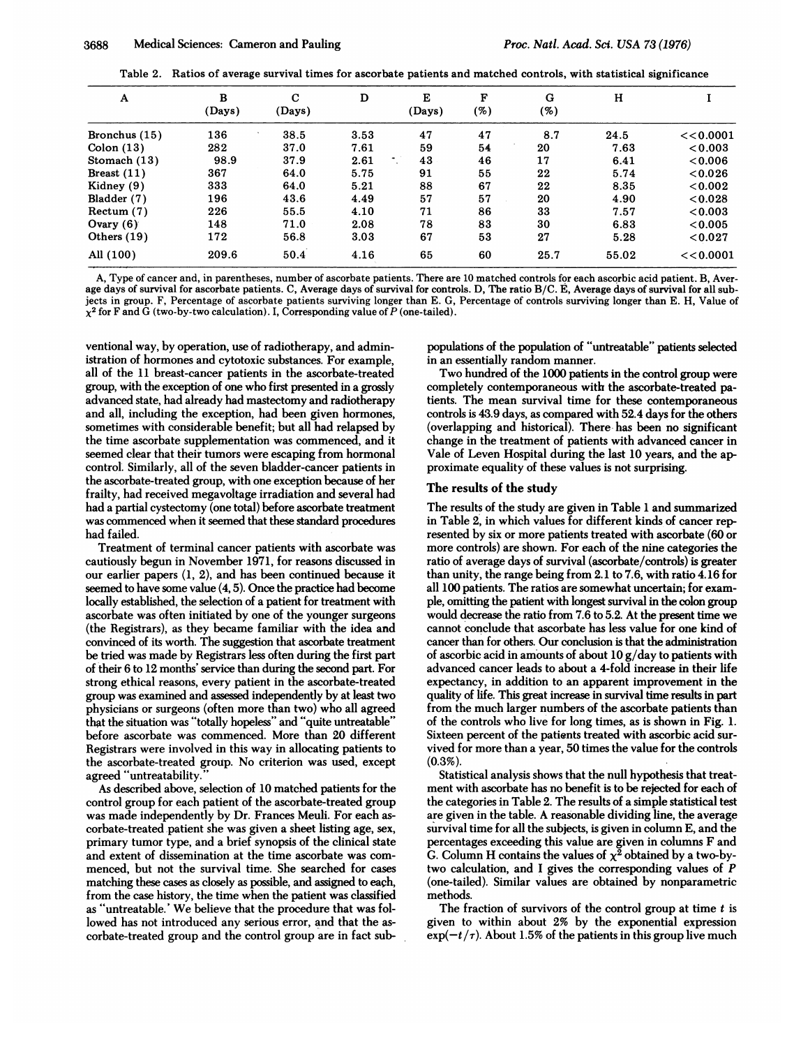Table 2. Ratios of average survival times for ascorbate patients and matched controls, with statistical significance

| A | B (Days) | C (Days) | D | E (Days) | F (%) | G (%) | H | I |
|---|---|---|---|---|---|---|---|---|
| Bronchus (15) | 136 | 38.5 | 3.53 | 47 | 47 | 8.7 | 24.5 | <<0.0001 |
| Colon (13) | 282 | 37.0 | 7.61 | 59 | 54 | 20 | 7.63 | <0.003 |
| Stomach (13) | 98.9 | 37.9 | 2.61 | 43 | 46 | 17 | 6.41 | <0.006 |
| Breast (11) | 367 | 64.0 | 5.75 | 91 | 55 | 22 | 5.74 | <0.026 |
| Kidney (9) | 333 | 64.0 | 5.21 | 88 | 67 | 22 | 8.35 | <0.002 |
| Bladder (7) | 196 | 43.6 | 4.49 | 57 | 57 | 20 | 4.90 | <0.028 |
| Rectum (7) | 226 | 55.5 | 4.10 | 71 | 86 | 33 | 7.57 | <0.003 |
| Ovary (6) | 148 | 71.0 | 2.08 | 78 | 83 | 30 | 6.83 | <0.005 |
| Others (19) | 172 | 56.8 | 3.03 | 67 | 53 | 27 | 5.28 | <0.027 |
| All (100) | 209.6 | 50.4 | 4.16 | 65 | 60 | 25.7 | 55.02 | <<0.0001 |

A, Type of cancer and, in parentheses, number of ascorbate patients. There are 10 matched controls for each ascorbic acid patient. B, Average days of survival for ascorbate patients. C, Average days of survival for controls. D, The ratio B/C. E, Average days of survival for all subjects in group. F, Percentage of ascorbate patients surviving longer than E. G, Percentage of controls surviving longer than E. H, Value of $\chi^2$ for F and G (two-by-two calculation). I, Corresponding value of $P$ (one-tailed).

ventional way, by operation, use of radiotherapy, and administration of hormones and cytotoxic substances. For example, all of the 11 breast-cancer patients in the ascorbate-treated group, with the exception of one who first presented in a grossly advanced state, had already had mastectomy and radiotherapy and all, including the exception, had been given hormones, sometimes with considerable benefit; but all had relapsed by the time ascorbate supplementation was commenced, and it seemed clear that their tumors were escaping from hormonal control. Similarly, all of the seven bladder-cancer patients in the ascorbate-treated group, with one exception because of her frailty, had received megavoltage irradiation and several had had a partial cystectomy (one total) before ascorbate treatment was commenced when it seemed that these standard procedures had failed.

Treatment of terminal cancer patients with ascorbate was cautiously begun in November 1971, for reasons discussed in our earlier papers (1, 2), and has been continued because it seemed to have some value (4, 5). Once the practice had become locally established, the selection of a patient for treatment with ascorbate was often initiated by one of the younger surgeons (the Registrars), as they became familiar with the idea and convinced of its worth. The suggestion that ascorbate treatment be tried was made by Registrars less often during the first part of their 6 to 12 months' service than during the second part. For strong ethical reasons, every patient in the ascorbate-treated group was examined and assessed independently by at least two physicians or surgeons (often more than two) who all agreed that the situation was "totally hopeless" and "quite untreatable" before ascorbate was commenced. More than 20 different Registrars were involved in this way in allocating patients to the ascorbate-treated group. No criterion was used, except agreed "untreatability."

As described above, selection of 10 matched patients for the control group for each patient of the ascorbate-treated group was made independently by Dr. Frances Meuli. For each ascorbate-treated patient she was given a sheet listing age, sex, primary tumor type, and a brief synopsis of the clinical state and extent of dissemination at the time ascorbate was commenced, but not the survival time. She searched for cases matching these cases as closely as possible, and assigned to each, from the case history, the time when the patient was classified as "untreatable.' We believe that the procedure that was followed has not introduced any serious error, and that the ascorbate-treated group and the control group are in fact subpopulations of the population of "untreatable" patients selected in an essentially random manner.

Two hundred of the 1000 patients in the control group were completely contemporaneous with the ascorbate-treated patients. The mean survival time for these contemporaneous controls is 43.9 days, as compared with 52.4 days for the others (overlapping and historical). There has been no significant change in the treatment of patients with advanced cancer in Vale of Leven Hospital during the last 10 years, and the approximate equality of these values is not surprising.

## The results of the study

The results of the study are given in Table 1 and summarized in Table 2, in which values for different kinds of cancer represented by six or more patients treated with ascorbate (60 or more controls) are shown. For each of the nine categories the ratio of average days of survival (ascorbate/controls) is greater than unity, the range being from 2.1 to 7.6, with ratio 4.16 for all 100 patients. The ratios are somewhat uncertain; for example, omitting the patient with longest survival in the colon group would decrease the ratio from 7.6 to 5.2. At the present time we cannot conclude that ascorbate has less value for one kind of cancer than for others. Our conclusion is that the administration of ascorbic acid in amounts of about 10 g/day to patients with advanced cancer leads to about a 4-fold increase in their life expectancy, in addition to an apparent improvement in the quality of life. This great increase in survival time results in part from the much larger numbers of the ascorbate patients than of the controls who live for long times, as is shown in Fig. 1. Sixteen percent of the patients treated with ascorbic acid survived for more than a year, 50 times the value for the controls (0.3%).

Statistical analysis shows that the null hypothesis that treatment with ascorbate has no benefit is to be rejected for each of the categories in Table 2. The results of a simple statistical test are given in the table. A reasonable dividing line, the average survival time for all the subjects, is given in column E, and the percentages exceeding this value are given in columns F and G. Column H contains the values of $\chi^2$ obtained by a two-by-two calculation, and I gives the corresponding values of $P$ (one-tailed). Similar values are obtained by nonparametric methods.

The fraction of survivors of the control group at time $t$ is given to within about 2% by the exponential expression $\exp(-t/\tau)$. About 1.5% of the patients in this group live much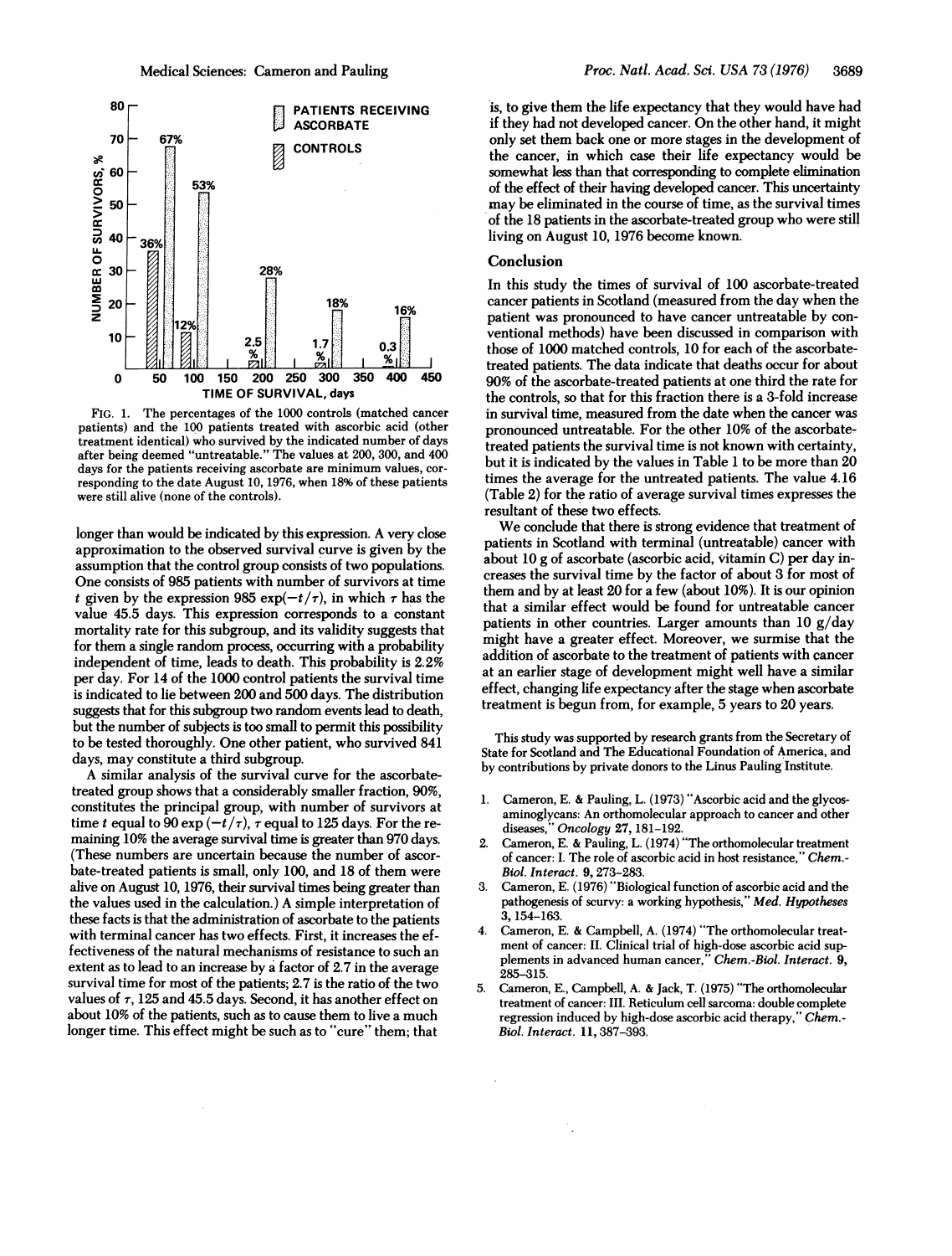80
70
60
50
40
30
20
10
0

NUMBER OF SURVIVORS, %

PATIENTS RECEIVING ASCORBATE

CONTROLS

67%

53%

36%

28%

12%

18%

16%

2.5 %

1.7 %

0.3 %

50 100 150 200 250 300 350 400 450

TIME OF SURVIVAL, days

FIG. 1. The percentages of the 1000 controls (matched cancer patients) and the 100 patients treated with ascorbic acid (other treatment identical) who survived by the indicated number of days after being deemed "untreatable." The values at 200, 300, and 400 days for the patients receiving ascorbate are minimum values, corresponding to the date August 10, 1976, when 18% of these patients were still alive (none of the controls).

longer than would be indicated by this expression. A very close approximation to the observed survival curve is given by the assumption that the control group consists of two populations. One consists of 985 patients with number of survivors at time $t$ given by the expression 985 $\exp(-t/\tau)$, in which $\tau$ has the value 45.5 days. This expression corresponds to a constant mortality rate for this subgroup, and its validity suggests that for them a single random process, occurring with a probability independent of time, leads to death. This probability is 2.2% per day. For 14 of the 1000 control patients the survival time is indicated to lie between 200 and 500 days. The distribution suggests that for this subgroup two random events lead to death, but the number of subjects is too small to permit this possibility to be tested thoroughly. One other patient, who survived 841 days, may constitute a third subgroup.

A similar analysis of the survival curve for the ascorbate-treated group shows that a considerably smaller fraction, 90%, constitutes the principal group, with number of survivors at time $t$ equal to 90 $\exp(-t/\tau)$, $\tau$ equal to 125 days. For the remaining 10% the average survival time is greater than 970 days. (These numbers are uncertain because the number of ascorbate-treated patients is small, only 100, and 18 of them were alive on August 10, 1976, their survival times being greater than the values used in the calculation.) A simple interpretation of these facts is that the administration of ascorbate to the patients with terminal cancer has two effects. First, it increases the effectiveness of the natural mechanisms of resistance to such an extent as to lead to an increase by a factor of 2.7 in the average survival time for most of the patients; 2.7 is the ratio of the two values of $\tau$, 125 and 45.5 days. Second, it has another effect on about 10% of the patients, such as to cause them to live a much longer time. This effect might be such as to "cure" them; that is, to give them the life expectancy that they would have had if they had not developed cancer. On the other hand, it might only set them back one or more stages in the development of the cancer, in which case their life expectancy would be somewhat less than that corresponding to complete elimination of the effect of their having developed cancer. This uncertainty may be eliminated in the course of time, as the survival times of the 18 patients in the ascorbate-treated group who were still living on August 10, 1976 become known.

## Conclusion

In this study the times of survival of 100 ascorbate-treated cancer patients in Scotland (measured from the day when the patient was pronounced to have cancer untreatable by conventional methods) have been discussed in comparison with those of 1000 matched controls, 10 for each of the ascorbate-treated patients. The data indicate that deaths occur for about 90% of the ascorbate-treated patients at one third the rate for the controls, so that for this fraction there is a 3-fold increase in survival time, measured from the date when the cancer was pronounced untreatable. For the other 10% of the ascorbate-treated patients the survival time is not known with certainty, but it is indicated by the values in Table 1 to be more than 20 times the average for the untreated patients. The value 4.16 (Table 2) for the ratio of average survival times expresses the resultant of these two effects.

We conclude that there is strong evidence that treatment of patients in Scotland with terminal (untreatable) cancer with about 10 g of ascorbate (ascorbic acid, vitamin C) per day increases the survival time by the factor of about 3 for most of them and by at least 20 for a few (about 10%). It is our opinion that a similar effect would be found for untreatable cancer patients in other countries. Larger amounts than 10 g/day might have a greater effect. Moreover, we surmise that the addition of ascorbate to the treatment of patients with cancer at an earlier stage of development might well have a similar effect, changing life expectancy after the stage when ascorbate treatment is begun from, for example, 5 years to 20 years.

This study was supported by research grants from the Secretary of State for Scotland and The Educational Foundation of America, and by contributions by private donors to the Linus Pauling Institute.

1. Cameron, E. & Pauling, L. (1973) "Ascorbic acid and the glycosaminoglycans: An orthomolecular approach to cancer and other diseases," *Oncology* **27**, 181–192.
2. Cameron, E. & Pauling, L. (1974) "The orthomolecular treatment of cancer: I. The role of ascorbic acid in host resistance," *Chem.-Biol. Interact.* **9**, 273–283.
3. Cameron, E. (1976) "Biological function of ascorbic acid and the pathogenesis of scurvy: a working hypothesis," *Med. Hypotheses* **3**, 154–163.
4. Cameron, E. & Campbell, A. (1974) "The orthomolecular treatment of cancer: II. Clinical trial of high-dose ascorbic acid supplements in advanced human cancer," *Chem.-Biol. Interact.* **9**, 285–315.
5. Cameron, E., Campbell, A. & Jack, T. (1975) "The orthomolecular treatment of cancer: III. Reticulum cell sarcoma: double complete regression induced by high-dose ascorbic acid therapy," *Chem.-Biol. Interact.* **11**, 387–393.